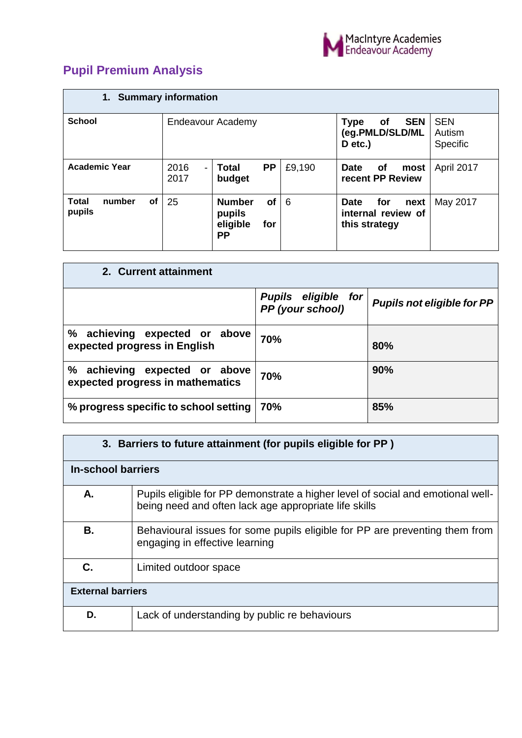MacIntyre Academies
Endeavour Academy

# Pupil Premium Analysis

| 1. Summary information | | | | | |
|---|---|---|---|---|---|
| **School** | Endeavour Academy | | | **Type of SEN (eg.PMLD/SLD/MLD etc.)** | SEN Autism Specific |
| **Academic Year** | 2016 - 2017 | **Total PP budget** | £9,190 | **Date of most recent PP Review** | April 2017 |
| **Total number of pupils** | 25 | **Number of pupils eligible for PP** | 6 | **Date for next internal review of this strategy** | May 2017 |

| 2. Current attainment | | |
|---|---|---|
| | ***Pupils eligible for PP (your school)*** | ***Pupils not eligible for PP*** |
| **% achieving expected or above expected progress in English** | **70%** | **80%** |
| **% achieving expected or above expected progress in mathematics** | **70%** | **90%** |
| **% progress specific to school setting** | **70%** | **85%** |

| 3. Barriers to future attainment (for pupils eligible for PP ) | |
|---|---|
| **In-school barriers** | |
| **A.** | Pupils eligible for PP demonstrate a higher level of social and emotional well-being need and often lack age appropriate life skills |
| **B.** | Behavioural issues for some pupils eligible for PP are preventing them from engaging in effective learning |
| **C.** | Limited outdoor space |
| **External barriers** | |
| **D.** | Lack of understanding by public re behaviours |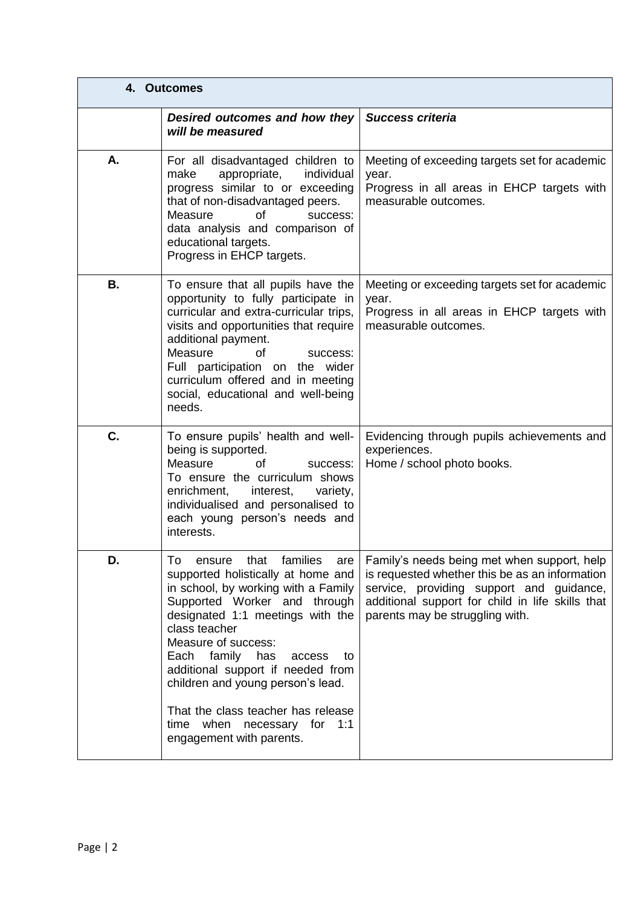| 4. Outcomes | | |
|---|---|---|
| | ***Desired outcomes and how they will be measured*** | ***Success criteria*** |
| **A.** | For all disadvantaged children to make appropriate, individual progress similar to or exceeding that of non-disadvantaged peers.<br>Measure of success: data analysis and comparison of educational targets.<br>Progress in EHCP targets. | Meeting of exceeding targets set for academic year.<br>Progress in all areas in EHCP targets with measurable outcomes. |
| **B.** | To ensure that all pupils have the opportunity to fully participate in curricular and extra-curricular trips, visits and opportunities that require additional payment.<br>Measure of success:<br>Full participation on the wider curriculum offered and in meeting social, educational and well-being needs. | Meeting or exceeding targets set for academic year.<br>Progress in all areas in EHCP targets with measurable outcomes. |
| **C.** | To ensure pupils' health and well-being is supported.<br>Measure of success:<br>To ensure the curriculum shows enrichment, interest, variety, individualised and personalised to each young person's needs and interests. | Evidencing through pupils achievements and experiences.<br>Home / school photo books. |
| **D.** | To ensure that families are supported holistically at home and in school, by working with a Family Supported Worker and through designated 1:1 meetings with the class teacher<br>Measure of success:<br>Each family has access to additional support if needed from children and young person's lead.<br><br>That the class teacher has release time when necessary for 1:1 engagement with parents. | Family's needs being met when support, help is requested whether this be as an information service, providing support and guidance, additional support for child in life skills that parents may be struggling with. |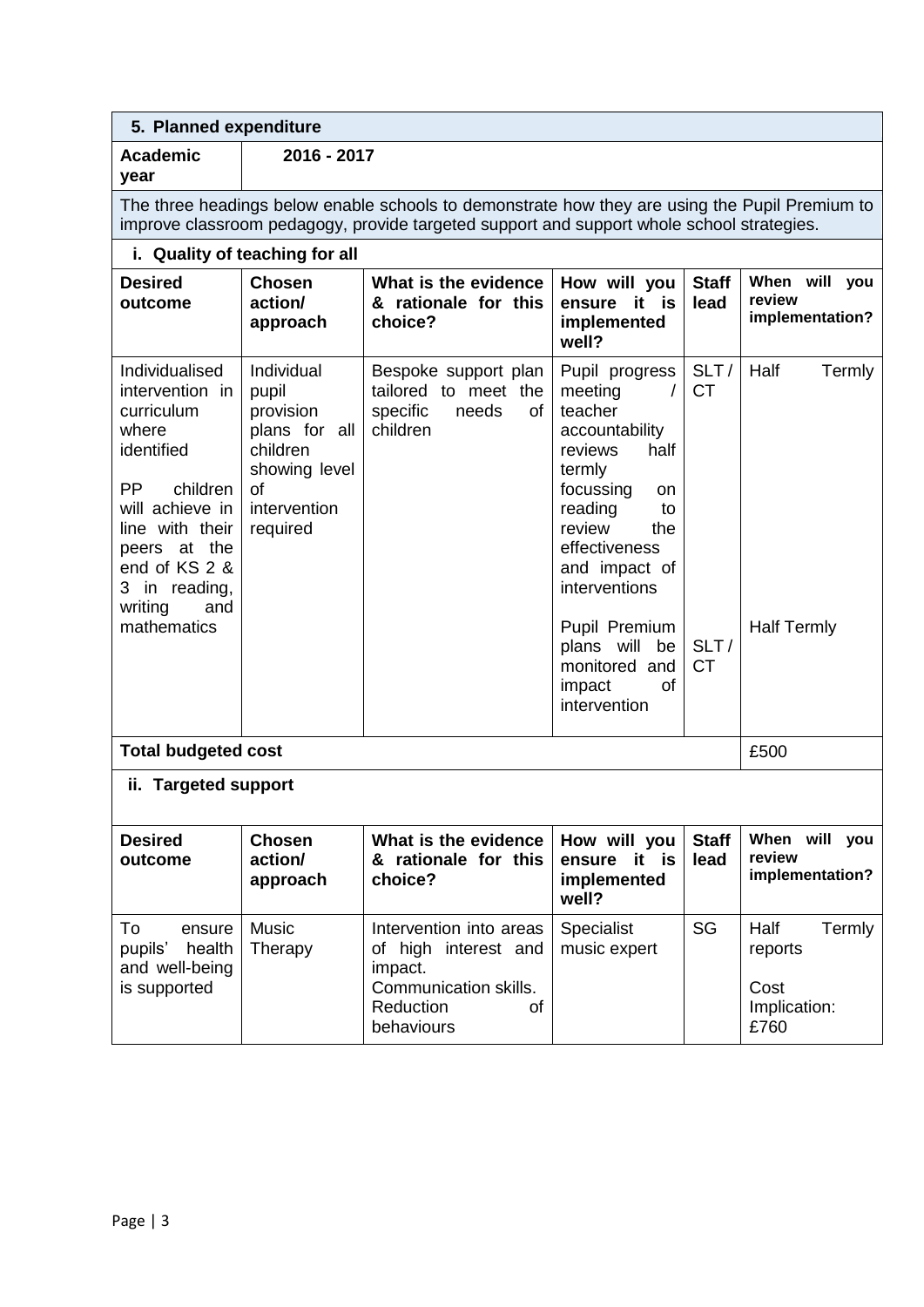## 5. Planned expenditure

| Academic year | 2016 - 2017 |
|---|---|

The three headings below enable schools to demonstrate how they are using the Pupil Premium to improve classroom pedagogy, provide targeted support and support whole school strategies.

### i. Quality of teaching for all

| Desired outcome | Chosen action/ approach | What is the evidence & rationale for this choice? | How will you ensure it is implemented well? | Staff lead | When will you review implementation? |
|---|---|---|---|---|---|
| Individualised intervention in curriculum where identified<br><br>PP children will achieve in line with their peers at the end of KS 2 & 3 in reading, writing and mathematics | Individual pupil provision plans for all children showing level of intervention required | Bespoke support plan tailored to meet the specific needs of children | Pupil progress meeting / teacher accountability reviews half termly focussing on reading to review the effectiveness and impact of interventions<br><br>Pupil Premium plans will be monitored and impact of intervention | SLT / CT<br><br>SLT / CT | Half Termly<br><br>Half Termly |
| **Total budgeted cost** | | | | | £500 |

### ii. Targeted support

| Desired outcome | Chosen action/ approach | What is the evidence & rationale for this choice? | How will you ensure it is implemented well? | Staff lead | When will you review implementation? |
|---|---|---|---|---|---|
| To ensure pupils' health and well-being is supported | Music Therapy | Intervention into areas of high interest and impact.<br>Communication skills.<br>Reduction of behaviours | Specialist music expert | SG | Half Termly reports<br><br>Cost Implication: £760 |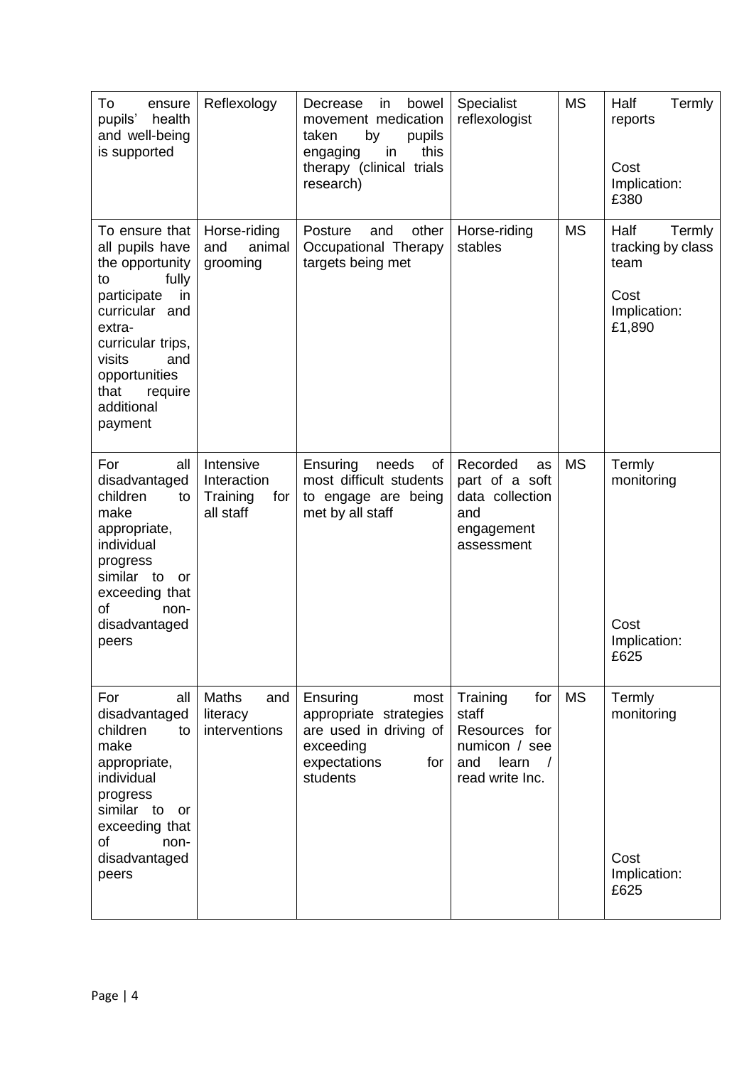| To ensure pupils' health and well-being is supported | Reflexology | Decrease in bowel movement medication taken by pupils engaging in this therapy (clinical trials research) | Specialist reflexologist | MS | Half Termly reports<br><br>Cost Implication: £380 |
|---|---|---|---|---|---|
| To ensure that all pupils have the opportunity to fully participate in curricular and extra-curricular trips, visits and opportunities that require additional payment | Horse-riding and animal grooming | Posture and other Occupational Therapy targets being met | Horse-riding stables | MS | Half Termly tracking by class team<br><br>Cost Implication: £1,890 |
| For all disadvantaged children to make appropriate, individual progress similar to or exceeding that of non-disadvantaged peers | Intensive Interaction Training for all staff | Ensuring needs of most difficult students to engage are being met by all staff | Recorded as part of a soft data collection and engagement assessment | MS | Termly monitoring<br><br>Cost Implication: £625 |
| For all disadvantaged children to make appropriate, individual progress similar to or exceeding that of non-disadvantaged peers | Maths and literacy interventions | Ensuring most appropriate strategies are used in driving of exceeding expectations for students | Training for staff<br>Resources for numicon / see and learn / read write Inc. | MS | Termly monitoring<br><br>Cost Implication: £625 |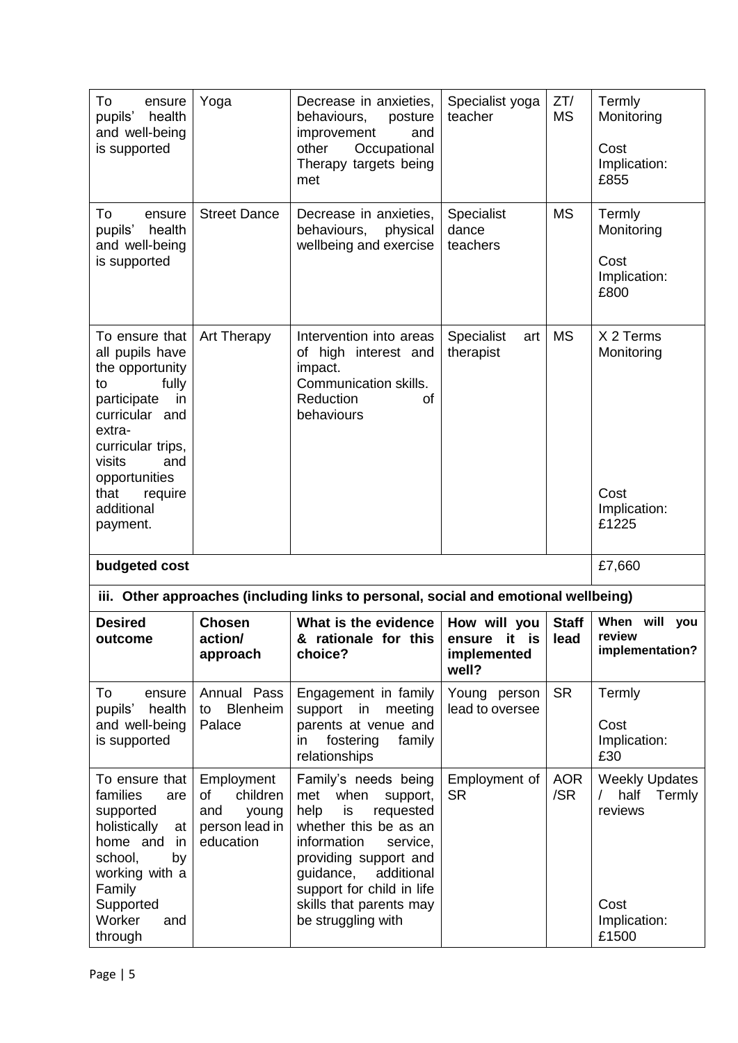| To ensure pupils' health and well-being is supported | Yoga | Decrease in anxieties, behaviours, posture improvement and other Occupational Therapy targets being met | Specialist yoga teacher | ZT/ MS | Termly Monitoring<br><br>Cost Implication: £855 |
|---|---|---|---|---|---|
| To ensure pupils' health and well-being is supported | Street Dance | Decrease in anxieties, behaviours, physical wellbeing and exercise | Specialist dance teachers | MS | Termly Monitoring<br><br>Cost Implication: £800 |
| To ensure that all pupils have the opportunity to fully participate in curricular and extra-curricular trips, visits and opportunities that require additional payment. | Art Therapy | Intervention into areas of high interest and impact.<br>Communication skills.<br>Reduction of behaviours | Specialist art therapist | MS | X 2 Terms Monitoring<br><br>Cost Implication: £1225 |
| **budgeted cost** | | | | | £7,660 |

**iii. Other approaches (including links to personal, social and emotional wellbeing)**

| Desired outcome | Chosen action/ approach | What is the evidence & rationale for this choice? | How will you ensure it is implemented well? | Staff lead | When will you review implementation? |
|---|---|---|---|---|---|
| To ensure pupils' health and well-being is supported | Annual Pass to Blenheim Palace | Engagement in family support in meeting parents at venue and in fostering family relationships | Young person lead to oversee | SR | Termly<br><br>Cost Implication: £30 |
| To ensure that families are supported holistically at home and in school, by working with a Family Supported Worker and through | Employment of children and young person lead in education | Family's needs being met when support, help is requested whether this be as an information service, providing support and guidance, additional support for child in life skills that parents may be struggling with | Employment of SR | AOR /SR | Weekly Updates / half Termly reviews<br><br>Cost Implication: £1500 |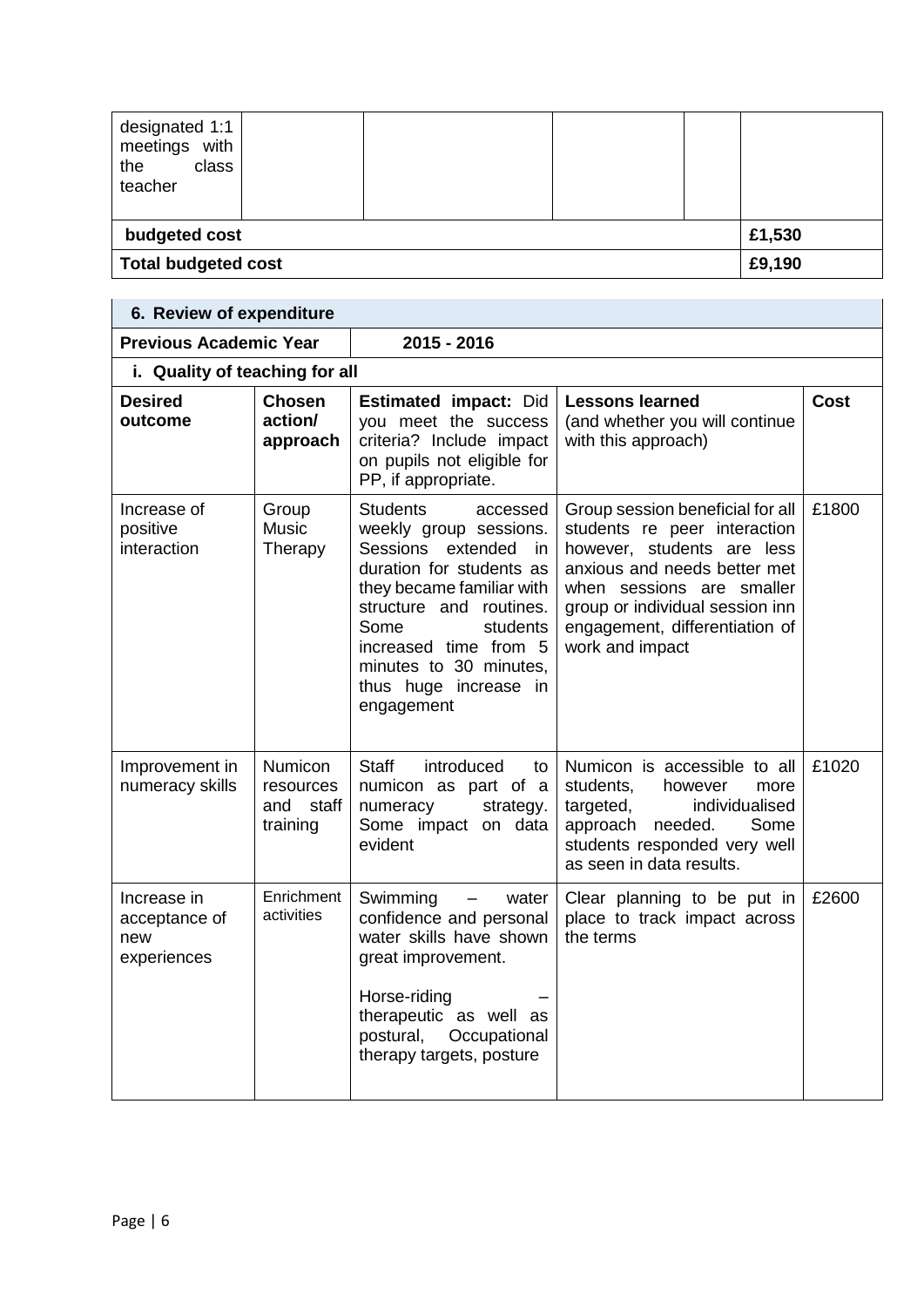| designated 1:1 meetings with the class teacher | | | | |
| --- | --- | --- | --- | --- |
| **budgeted cost** | | | | **£1,530** |
| **Total budgeted cost** | | | | **£9,190** |

| **6. Review of expenditure** | | | | |
| --- | --- | --- | --- | --- |
| **Previous Academic Year** | | **2015 - 2016** | | |
| **i. Quality of teaching for all** | | | | |
| **Desired outcome** | **Chosen action/ approach** | **Estimated impact:** Did you meet the success criteria? Include impact on pupils not eligible for PP, if appropriate. | **Lessons learned** (and whether you will continue with this approach) | **Cost** |
| Increase of positive interaction | Group Music Therapy | Students accessed weekly group sessions. Sessions extended in duration for students as they became familiar with structure and routines. Some students increased time from 5 minutes to 30 minutes, thus huge increase in engagement | Group session beneficial for all students re peer interaction however, students are less anxious and needs better met when sessions are smaller group or individual session inn engagement, differentiation of work and impact | £1800 |
| Improvement in numeracy skills | Numicon resources and staff training | Staff introduced to numicon as part of a numeracy strategy. Some impact on data evident | Numicon is accessible to all students, however more targeted, individualised approach needed. Some students responded very well as seen in data results. | £1020 |
| Increase in acceptance of new experiences | Enrichment activities | Swimming – water confidence and personal water skills have shown great improvement.<br><br>Horse-riding – therapeutic as well as postural, Occupational therapy targets, posture | Clear planning to be put in place to track impact across the terms | £2600 |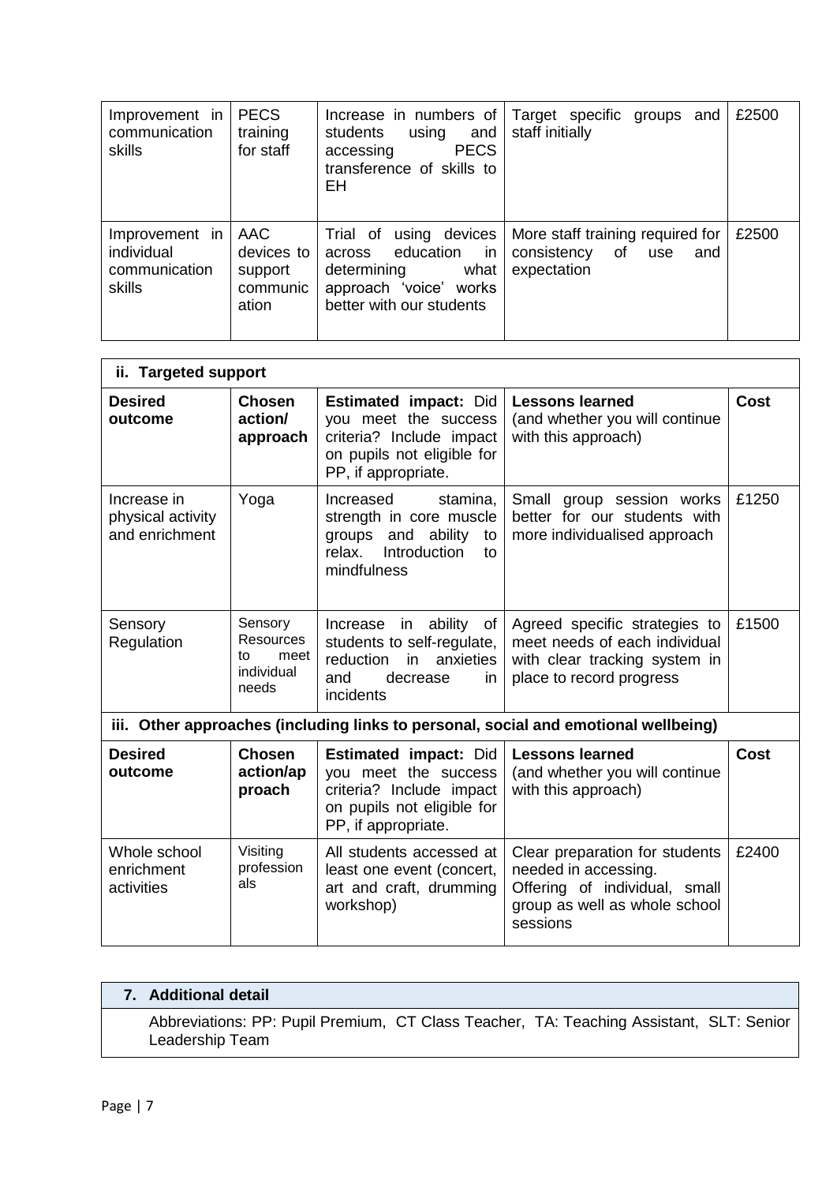| | | | | |
|---|---|---|---|---|
| Improvement in communication skills | PECS training for staff | Increase in numbers of students using and accessing PECS transference of skills to EH | Target specific groups and staff initially | £2500 |
| Improvement in individual communication skills | AAC devices to support communication | Trial of using devices across education in determining what approach 'voice' works better with our students | More staff training required for consistency of use and expectation | £2500 |

**ii. Targeted support**

| Desired outcome | Chosen action/ approach | Estimated impact: Did you meet the success criteria? Include impact on pupils not eligible for PP, if appropriate. | Lessons learned (and whether you will continue with this approach) | Cost |
|---|---|---|---|---|
| Increase in physical activity and enrichment | Yoga | Increased stamina, strength in core muscle groups and ability to relax. Introduction to mindfulness | Small group session works better for our students with more individualised approach | £1250 |
| Sensory Regulation | Sensory Resources to meet individual needs | Increase in ability of students to self-regulate, reduction in anxieties and decrease in incidents | Agreed specific strategies to meet needs of each individual with clear tracking system in place to record progress | £1500 |

**iii. Other approaches (including links to personal, social and emotional wellbeing)**

| Desired outcome | Chosen action/approach | Estimated impact: Did you meet the success criteria? Include impact on pupils not eligible for PP, if appropriate. | Lessons learned (and whether you will continue with this approach) | Cost |
|---|---|---|---|---|
| Whole school enrichment activities | Visiting professionals | All students accessed at least one event (concert, art and craft, drumming workshop) | Clear preparation for students needed in accessing. Offering of individual, small group as well as whole school sessions | £2400 |

## 7. Additional detail

Abbreviations: PP: Pupil Premium, CT Class Teacher, TA: Teaching Assistant, SLT: Senior Leadership Team